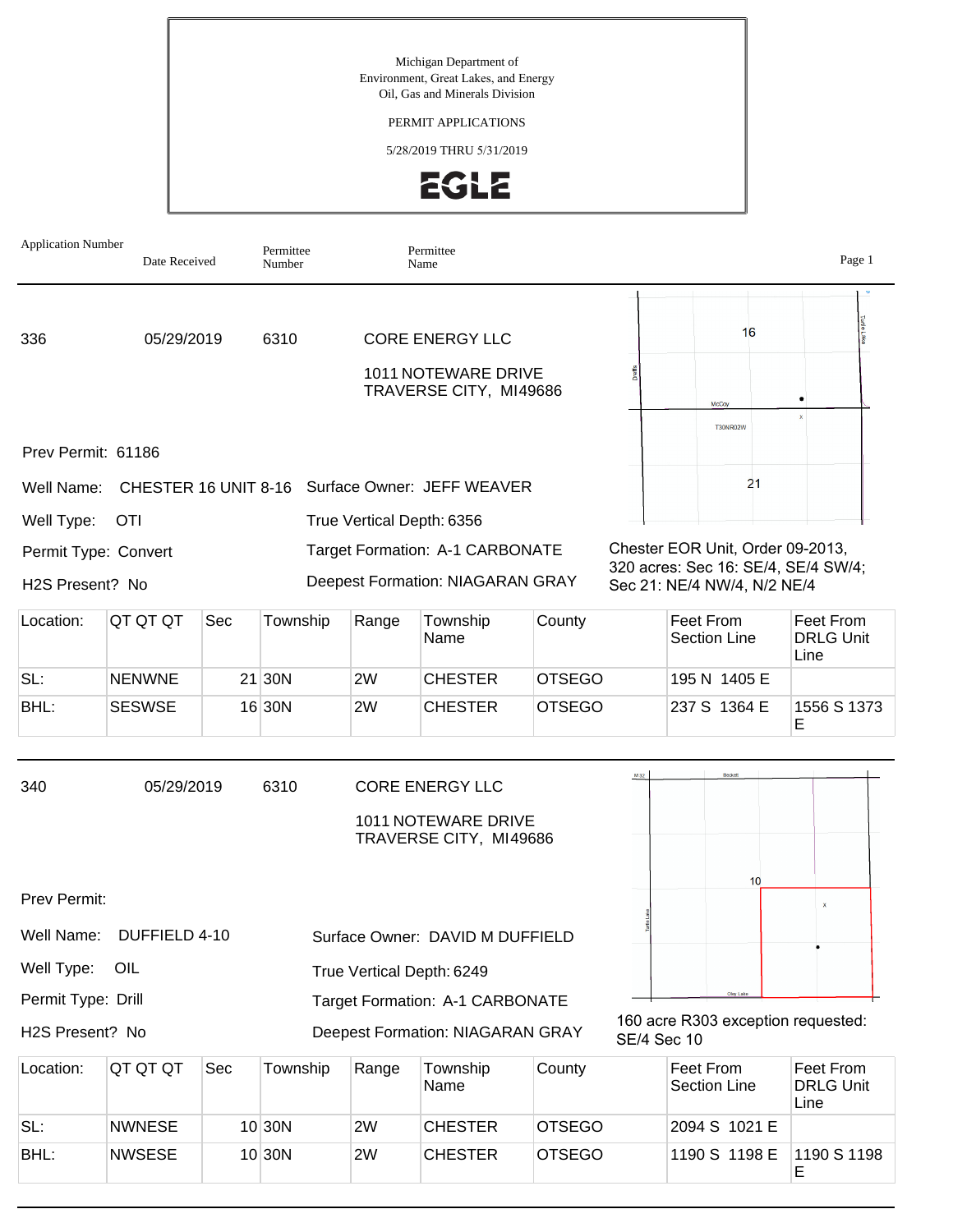Michigan Department of
Environment, Great Lakes, and Energy
Oil, Gas and Minerals Division

PERMIT APPLICATIONS

5/28/2019 THRU 5/31/2019

EGLE

| Application Number | Date Received | Permittee Number | Permittee Name |
|---|---|---|---|

---

| 336 | 05/29/2019 | 6310 | CORE ENERGY LLC |
|---|---|---|---|

1011 NOTEWARE DRIVE
TRAVERSE CITY, MI49686

Prev Permit: 61186

Well Name: CHESTER 16 UNIT 8-16

Surface Owner: JEFF WEAVER

Well Type: OTI

True Vertical Depth: 6356

Permit Type: Convert

Target Formation: A-1 CARBONATE

H2S Present? No

Deepest Formation: NIAGARAN GRAY

Chester EOR Unit, Order 09-2013, 320 acres: Sec 16: SE/4, SE/4 SW/4; Sec 21: NE/4 NW/4, N/2 NE/4

| Location: | QT QT QT | Sec | Township | Range | Township Name | County | Feet From Section Line | Feet From DRLG Unit Line |
|---|---|---|---|---|---|---|---|---|
| SL: | NENWNE | 21 | 30N | 2W | CHESTER | OTSEGO | 195 N 1405 E | |
| BHL: | SESWSE | 16 | 30N | 2W | CHESTER | OTSEGO | 237 S 1364 E | 1556 S 1373 E |

---

| 340 | 05/29/2019 | 6310 | CORE ENERGY LLC |
|---|---|---|---|

1011 NOTEWARE DRIVE
TRAVERSE CITY, MI49686

Prev Permit:

Well Name: DUFFIELD 4-10

Surface Owner: DAVID M DUFFIELD

Well Type: OIL

True Vertical Depth: 6249

Permit Type: Drill

Target Formation: A-1 CARBONATE

H2S Present? No

Deepest Formation: NIAGARAN GRAY

160 acre R303 exception requested: SE/4 Sec 10

| Location: | QT QT QT | Sec | Township | Range | Township Name | County | Feet From Section Line | Feet From DRLG Unit Line |
|---|---|---|---|---|---|---|---|---|
| SL: | NWNESE | 10 | 30N | 2W | CHESTER | OTSEGO | 2094 S 1021 E | |
| BHL: | NWSESE | 10 | 30N | 2W | CHESTER | OTSEGO | 1190 S 1198 E | 1190 S 1198 E |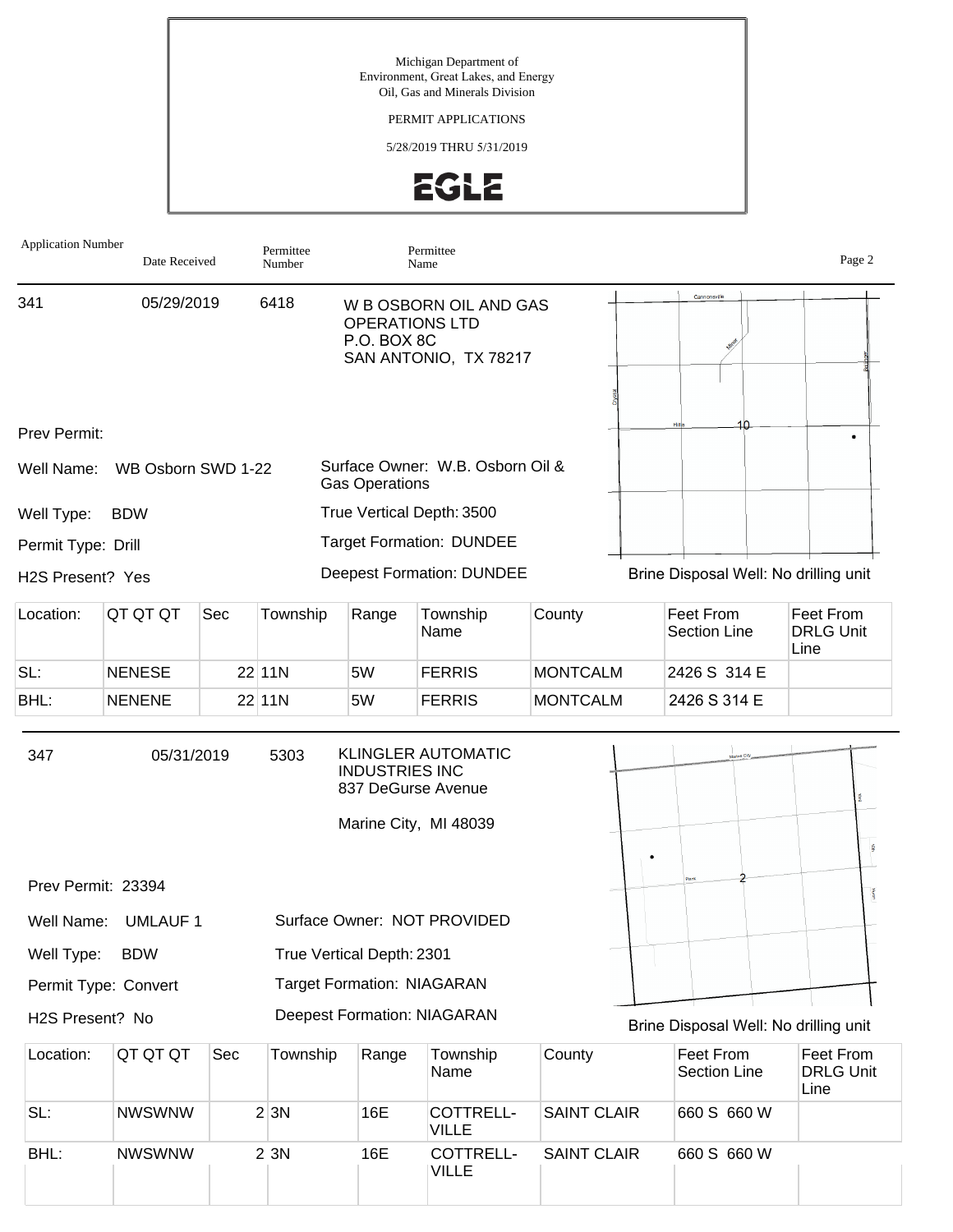Michigan Department of
Environment, Great Lakes, and Energy
Oil, Gas and Minerals Division

PERMIT APPLICATIONS

5/28/2019 THRU 5/31/2019

EGLE

| Application Number | Date Received | Permittee Number | Permittee Name |
|---|---|---|---|
| 341 | 05/29/2019 | 6418 | W B OSBORN OIL AND GAS OPERATIONS LTD<br>P.O. BOX 8C<br>SAN ANTONIO, TX 78217 |

Prev Permit:

Well Name: WB Osborn SWD 1-22

Well Type: BDW

Permit Type: Drill

H2S Present? Yes

Surface Owner: W.B. Osborn Oil & Gas Operations

True Vertical Depth: 3500

Target Formation: DUNDEE

Deepest Formation: DUNDEE

Brine Disposal Well: No drilling unit

| Location: | QT QT QT | Sec | Township | Range | Township Name | County | Feet From Section Line | Feet From DRLG Unit Line |
|---|---|---|---|---|---|---|---|---|
| SL: | NENESE | 22 | 11N | 5W | FERRIS | MONTCALM | 2426 S 314 E | |
| BHL: | NENENE | 22 | 11N | 5W | FERRIS | MONTCALM | 2426 S 314 E | |

| Application Number | Date Received | Permittee Number | Permittee Name |
|---|---|---|---|
| 347 | 05/31/2019 | 5303 | KLINGLER AUTOMATIC INDUSTRIES INC<br>837 DeGurse Avenue<br>Marine City, MI 48039 |

Prev Permit: 23394

Well Name: UMLAUF 1

Well Type: BDW

Permit Type: Convert

H2S Present? No

Surface Owner: NOT PROVIDED

True Vertical Depth: 2301

Target Formation: NIAGARAN

Deepest Formation: NIAGARAN

Brine Disposal Well: No drilling unit

| Location: | QT QT QT | Sec | Township | Range | Township Name | County | Feet From Section Line | Feet From DRLG Unit Line |
|---|---|---|---|---|---|---|---|---|
| SL: | NWSWNW | 2 | 3N | 16E | COTTRELL-VILLE | SAINT CLAIR | 660 S 660 W | |
| BHL: | NWSWNW | 2 | 3N | 16E | COTTRELL-VILLE | SAINT CLAIR | 660 S 660 W | |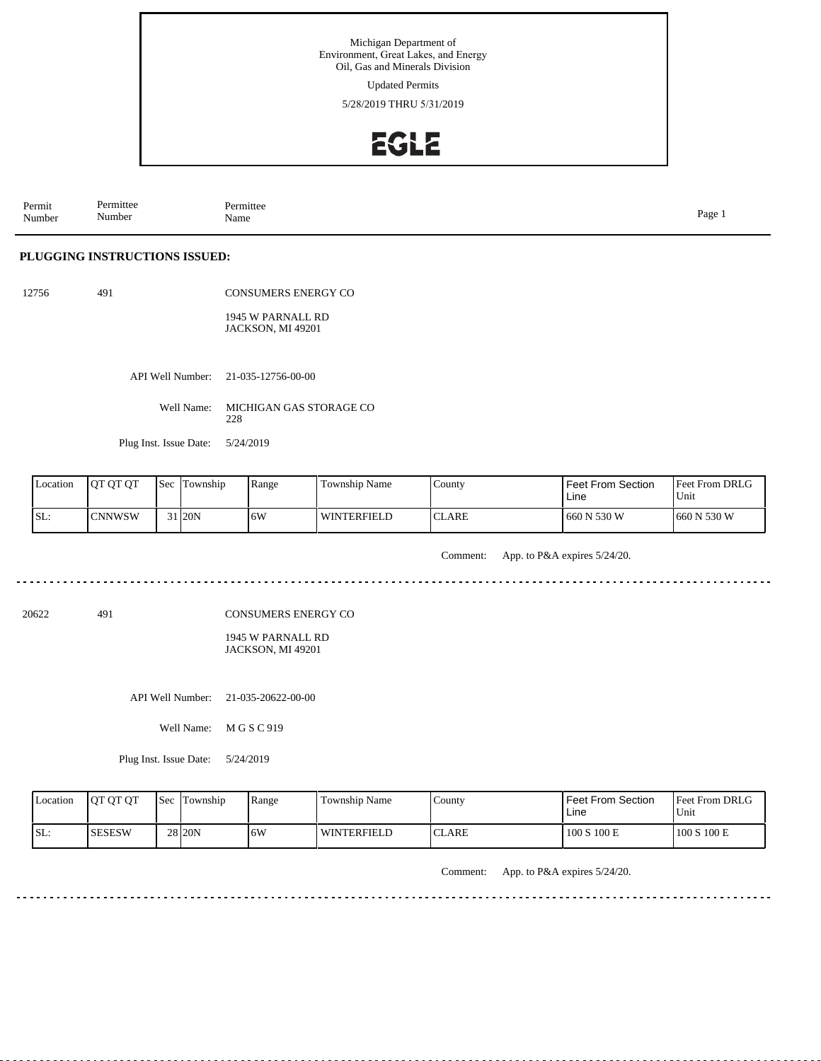Michigan Department of
Environment, Great Lakes, and Energy
Oil, Gas and Minerals Division

Updated Permits

5/28/2019 THRU 5/31/2019

EGLE

| Permit Number | Permittee Number | Permittee Name |
|---|---|---|

**PLUGGING INSTRUCTIONS ISSUED:**

12756 491 CONSUMERS ENERGY CO

1945 W PARNALL RD
JACKSON, MI 49201

API Well Number: 21-035-12756-00-00

Well Name: MICHIGAN GAS STORAGE CO 228

Plug Inst. Issue Date: 5/24/2019

| Location | QT QT QT | Sec | Township | Range | Township Name | County | Feet From Section Line | Feet From DRLG Unit |
|---|---|---|---|---|---|---|---|---|
| SL: | CNNWSW | 31 | 20N | 6W | WINTERFIELD | CLARE | 660 N 530 W | 660 N 530 W |

Comment: App. to P&A expires 5/24/20.

---

20622 491 CONSUMERS ENERGY CO

1945 W PARNALL RD
JACKSON, MI 49201

API Well Number: 21-035-20622-00-00

Well Name: M G S C 919

Plug Inst. Issue Date: 5/24/2019

| Location | QT QT QT | Sec | Township | Range | Township Name | County | Feet From Section Line | Feet From DRLG Unit |
|---|---|---|---|---|---|---|---|---|
| SL: | SESESW | 28 | 20N | 6W | WINTERFIELD | CLARE | 100 S 100 E | 100 S 100 E |

Comment: App. to P&A expires 5/24/20.

---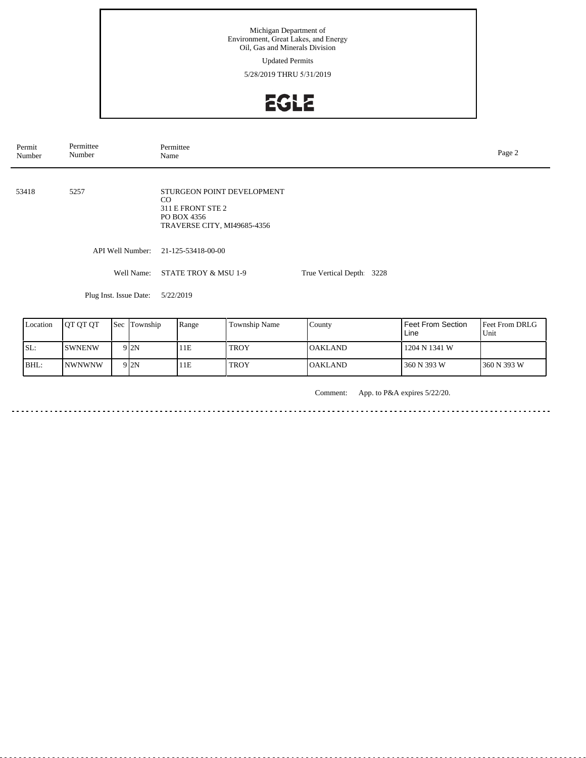Michigan Department of
Environment, Great Lakes, and Energy
Oil, Gas and Minerals Division

Updated Permits

5/28/2019 THRU 5/31/2019

EGLE

| Permit Number | Permittee Number | Permittee Name |
|---|---|---|
| 53418 | 5257 | STURGEON POINT DEVELOPMENT CO<br>311 E FRONT STE 2<br>PO BOX 4356<br>TRAVERSE CITY, MI49685-4356 |

API Well Number: 21-125-53418-00-00

Well Name: STATE TROY & MSU 1-9

True Vertical Depth: 3228

Plug Inst. Issue Date: 5/22/2019

| Location | QT QT QT | Sec | Township | Range | Township Name | County | Feet From Section Line | Feet From DRLG Unit |
|---|---|---|---|---|---|---|---|---|
| SL: | SWNENW | 9 | 2N | 11E | TROY | OAKLAND | 1204 N 1341 W | |
| BHL: | NWNWNW | 9 | 2N | 11E | TROY | OAKLAND | 360 N 393 W | 360 N 393 W |

Comment: App. to P&A expires 5/22/20.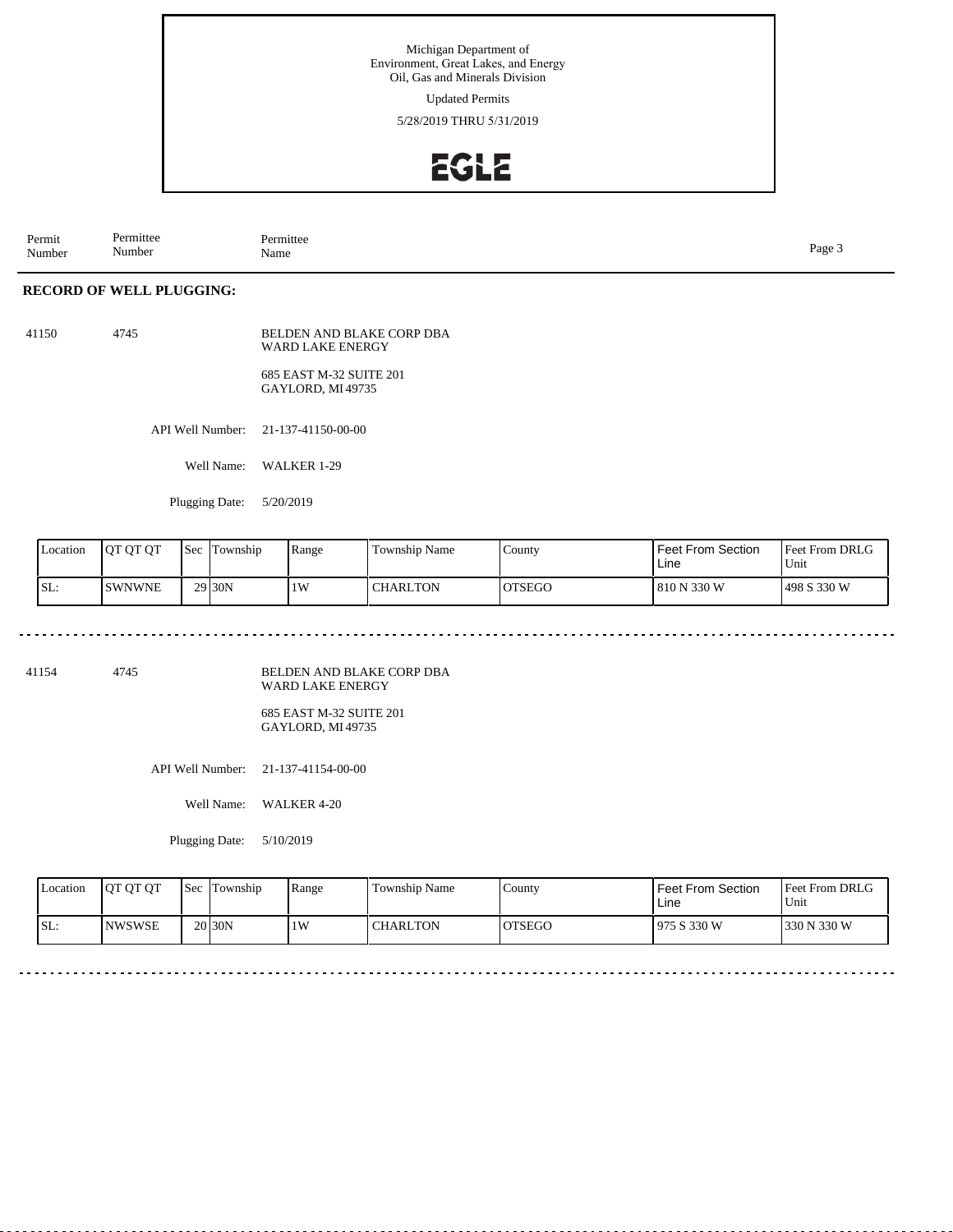Michigan Department of
Environment, Great Lakes, and Energy
Oil, Gas and Minerals Division

Updated Permits

5/28/2019 THRU 5/31/2019

EGLE

| Permit Number | Permittee Number | Permittee Name |
|---|---|---|

## RECORD OF WELL PLUGGING:

41150 4745 BELDEN AND BLAKE CORP DBA WARD LAKE ENERGY

685 EAST M-32 SUITE 201
GAYLORD, MI 49735

API Well Number: 21-137-41150-00-00

Well Name: WALKER 1-29

Plugging Date: 5/20/2019

| Location | QT QT QT | Sec | Township | Range | Township Name | County | Feet From Section Line | Feet From DRLG Unit |
|---|---|---|---|---|---|---|---|---|
| SL: | SWNWNE | 29 | 30N | 1W | CHARLTON | OTSEGO | 810 N 330 W | 498 S 330 W |

---

41154 4745 BELDEN AND BLAKE CORP DBA WARD LAKE ENERGY

685 EAST M-32 SUITE 201
GAYLORD, MI 49735

API Well Number: 21-137-41154-00-00

Well Name: WALKER 4-20

Plugging Date: 5/10/2019

| Location | QT QT QT | Sec | Township | Range | Township Name | County | Feet From Section Line | Feet From DRLG Unit |
|---|---|---|---|---|---|---|---|---|
| SL: | NWSWSE | 20 | 30N | 1W | CHARLTON | OTSEGO | 975 S 330 W | 330 N 330 W |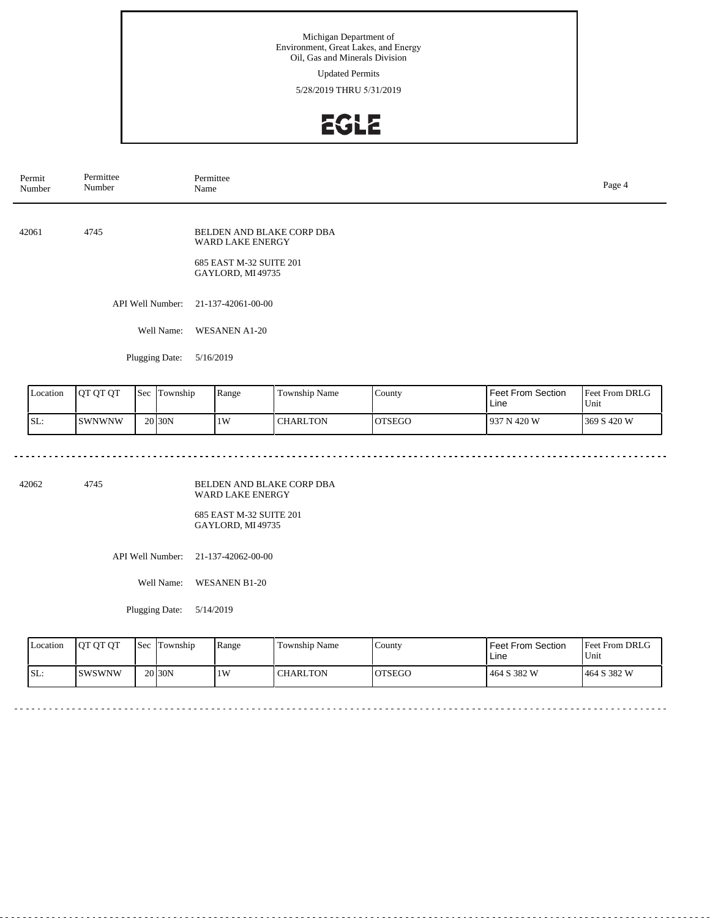Michigan Department of
Environment, Great Lakes, and Energy
Oil, Gas and Minerals Division

Updated Permits

5/28/2019 THRU 5/31/2019

EGLE

| Permit Number | Permittee Number | Permittee Name |
|---|---|---|

42061 &nbsp;&nbsp; 4745 &nbsp;&nbsp; BELDEN AND BLAKE CORP DBA WARD LAKE ENERGY

685 EAST M-32 SUITE 201
GAYLORD, MI 49735

API Well Number: 21-137-42061-00-00

Well Name: WESANEN A1-20

Plugging Date: 5/16/2019

| Location | QT QT QT | Sec | Township | Range | Township Name | County | Feet From Section Line | Feet From DRLG Unit |
|---|---|---|---|---|---|---|---|---|
| SL: | SWNWNW | 20 | 30N | 1W | CHARLTON | OTSEGO | 937 N 420 W | 369 S 420 W |

---

42062 &nbsp;&nbsp; 4745 &nbsp;&nbsp; BELDEN AND BLAKE CORP DBA WARD LAKE ENERGY

685 EAST M-32 SUITE 201
GAYLORD, MI 49735

API Well Number: 21-137-42062-00-00

Well Name: WESANEN B1-20

Plugging Date: 5/14/2019

| Location | QT QT QT | Sec | Township | Range | Township Name | County | Feet From Section Line | Feet From DRLG Unit |
|---|---|---|---|---|---|---|---|---|
| SL: | SWSWNW | 20 | 30N | 1W | CHARLTON | OTSEGO | 464 S 382 W | 464 S 382 W |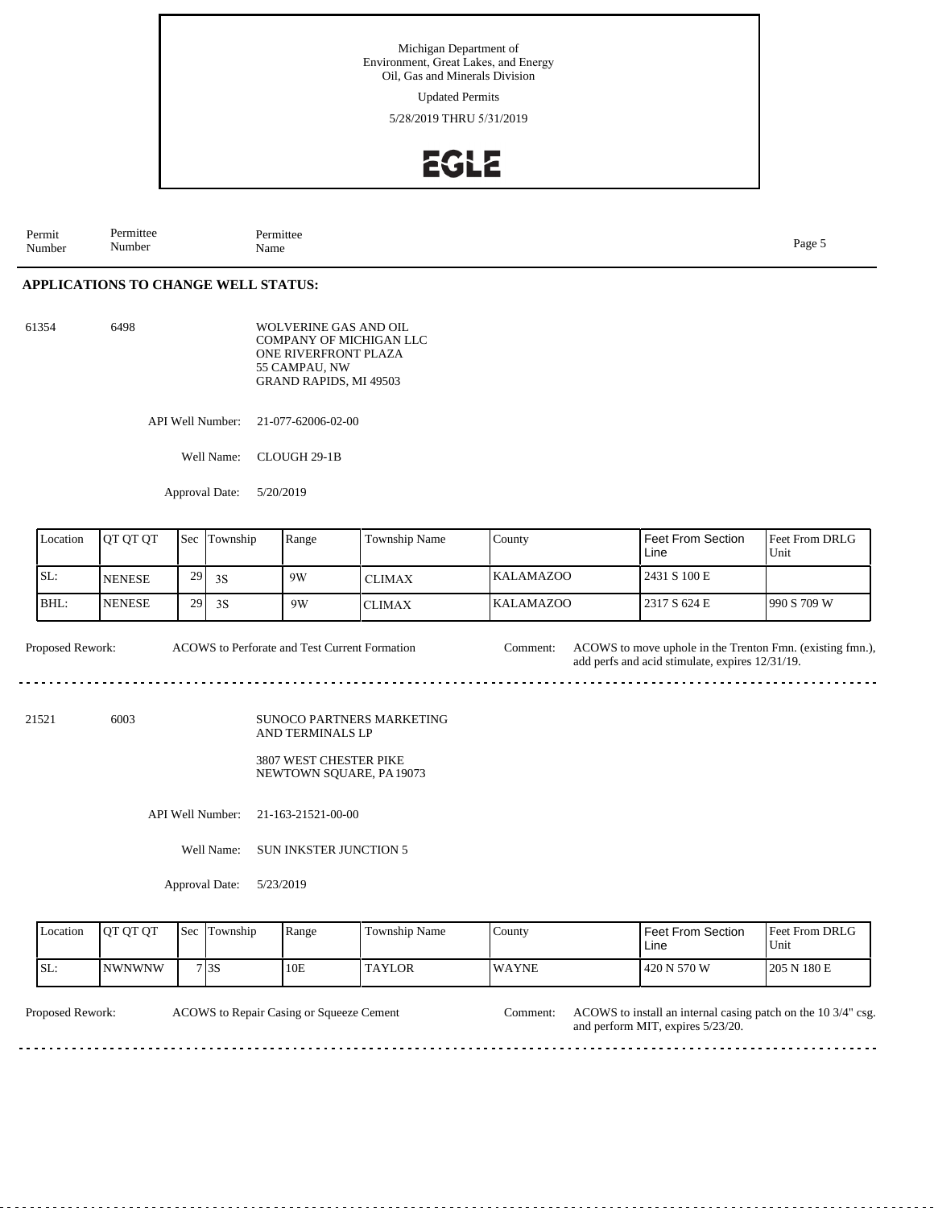Michigan Department of
Environment, Great Lakes, and Energy
Oil, Gas and Minerals Division

Updated Permits

5/28/2019 THRU 5/31/2019

EGLE

| Permit Number | Permittee Number | Permittee Name |
|---|---|---|

## APPLICATIONS TO CHANGE WELL STATUS:

**61354** | **6498** | WOLVERINE GAS AND OIL COMPANY OF MICHIGAN LLC
ONE RIVERFRONT PLAZA
55 CAMPAU, NW
GRAND RAPIDS, MI 49503

API Well Number: 21-077-62006-02-00

Well Name: CLOUGH 29-1B

Approval Date: 5/20/2019

| Location | QT QT QT | Sec | Township | Range | Township Name | County | Feet From Section Line | Feet From DRLG Unit |
|---|---|---|---|---|---|---|---|---|
| SL: | NENESE | 29 | 3S | 9W | CLIMAX | KALAMAZOO | 2431 S 100 E | |
| BHL: | NENESE | 29 | 3S | 9W | CLIMAX | KALAMAZOO | 2317 S 624 E | 990 S 709 W |

Proposed Rework: ACOWS to Perforate and Test Current Formation

Comment: ACOWS to move uphole in the Trenton Fmn. (existing fmn.), add perfs and acid stimulate, expires 12/31/19.

---

**21521** | **6003** | SUNOCO PARTNERS MARKETING AND TERMINALS LP
3807 WEST CHESTER PIKE
NEWTOWN SQUARE, PA 19073

API Well Number: 21-163-21521-00-00

Well Name: SUN INKSTER JUNCTION 5

Approval Date: 5/23/2019

| Location | QT QT QT | Sec | Township | Range | Township Name | County | Feet From Section Line | Feet From DRLG Unit |
|---|---|---|---|---|---|---|---|---|
| SL: | NWNWNW | 7 | 3S | 10E | TAYLOR | WAYNE | 420 N 570 W | 205 N 180 E |

Proposed Rework: ACOWS to Repair Casing or Squeeze Cement

Comment: ACOWS to install an internal casing patch on the 10 3/4" csg. and perform MIT, expires 5/23/20.

---